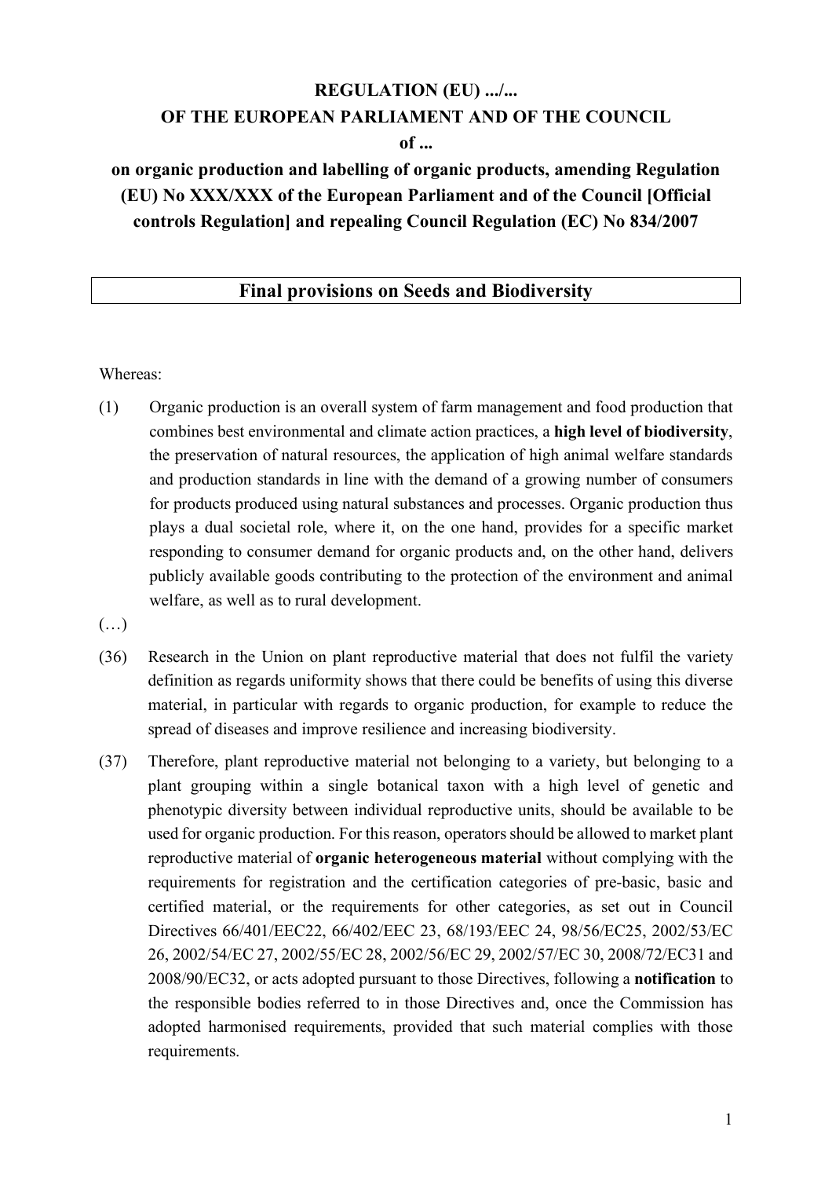**REGULATION (EU) .../...**
**OF THE EUROPEAN PARLIAMENT AND OF THE COUNCIL**
**of ...**

**on organic production and labelling of organic products, amending Regulation (EU) No XXX/XXX of the European Parliament and of the Council [Official controls Regulation] and repealing Council Regulation (EC) No 834/2007**

## Final provisions on Seeds and Biodiversity

Whereas:

(1) Organic production is an overall system of farm management and food production that combines best environmental and climate action practices, a **high level of biodiversity**, the preservation of natural resources, the application of high animal welfare standards and production standards in line with the demand of a growing number of consumers for products produced using natural substances and processes. Organic production thus plays a dual societal role, where it, on the one hand, provides for a specific market responding to consumer demand for organic products and, on the other hand, delivers publicly available goods contributing to the protection of the environment and animal welfare, as well as to rural development.

(…)

(36) Research in the Union on plant reproductive material that does not fulfil the variety definition as regards uniformity shows that there could be benefits of using this diverse material, in particular with regards to organic production, for example to reduce the spread of diseases and improve resilience and increasing biodiversity.

(37) Therefore, plant reproductive material not belonging to a variety, but belonging to a plant grouping within a single botanical taxon with a high level of genetic and phenotypic diversity between individual reproductive units, should be available to be used for organic production. For this reason, operators should be allowed to market plant reproductive material of **organic heterogeneous material** without complying with the requirements for registration and the certification categories of pre-basic, basic and certified material, or the requirements for other categories, as set out in Council Directives 66/401/EEC22, 66/402/EEC 23, 68/193/EEC 24, 98/56/EC25, 2002/53/EC 26, 2002/54/EC 27, 2002/55/EC 28, 2002/56/EC 29, 2002/57/EC 30, 2008/72/EC31 and 2008/90/EC32, or acts adopted pursuant to those Directives, following a **notification** to the responsible bodies referred to in those Directives and, once the Commission has adopted harmonised requirements, provided that such material complies with those requirements.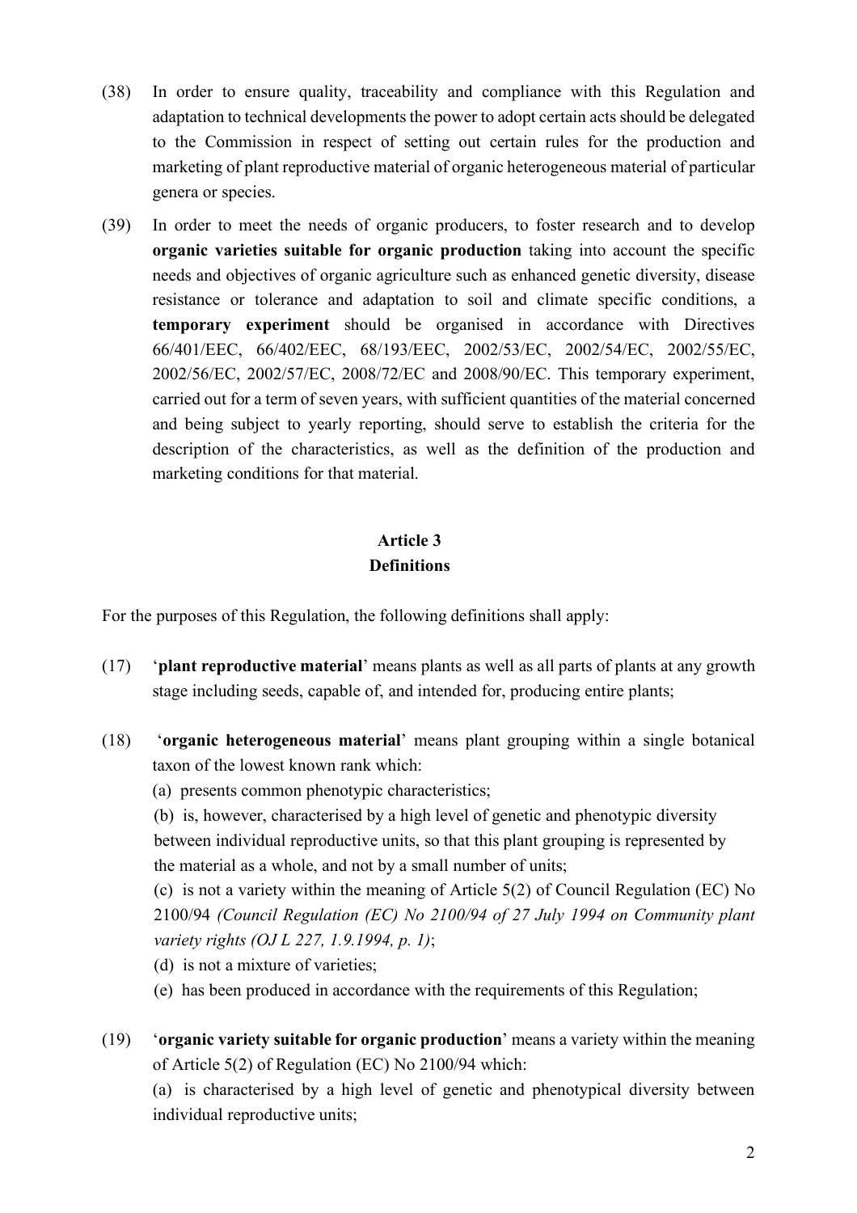(38) In order to ensure quality, traceability and compliance with this Regulation and adaptation to technical developments the power to adopt certain acts should be delegated to the Commission in respect of setting out certain rules for the production and marketing of plant reproductive material of organic heterogeneous material of particular genera or species.

(39) In order to meet the needs of organic producers, to foster research and to develop **organic varieties suitable for organic production** taking into account the specific needs and objectives of organic agriculture such as enhanced genetic diversity, disease resistance or tolerance and adaptation to soil and climate specific conditions, a **temporary experiment** should be organised in accordance with Directives 66/401/EEC, 66/402/EEC, 68/193/EEC, 2002/53/EC, 2002/54/EC, 2002/55/EC, 2002/56/EC, 2002/57/EC, 2008/72/EC and 2008/90/EC. This temporary experiment, carried out for a term of seven years, with sufficient quantities of the material concerned and being subject to yearly reporting, should serve to establish the criteria for the description of the characteristics, as well as the definition of the production and marketing conditions for that material.

## Article 3
## Definitions

For the purposes of this Regulation, the following definitions shall apply:

(17) '**plant reproductive material**' means plants as well as all parts of plants at any growth stage including seeds, capable of, and intended for, producing entire plants;

(18) '**organic heterogeneous material**' means plant grouping within a single botanical taxon of the lowest known rank which:

(a) presents common phenotypic characteristics;

(b) is, however, characterised by a high level of genetic and phenotypic diversity between individual reproductive units, so that this plant grouping is represented by the material as a whole, and not by a small number of units;

(c) is not a variety within the meaning of Article 5(2) of Council Regulation (EC) No 2100/94 *(Council Regulation (EC) No 2100/94 of 27 July 1994 on Community plant variety rights (OJ L 227, 1.9.1994, p. 1)*;

(d) is not a mixture of varieties;

(e) has been produced in accordance with the requirements of this Regulation;

(19) '**organic variety suitable for organic production**' means a variety within the meaning of Article 5(2) of Regulation (EC) No 2100/94 which:

(a) is characterised by a high level of genetic and phenotypical diversity between individual reproductive units;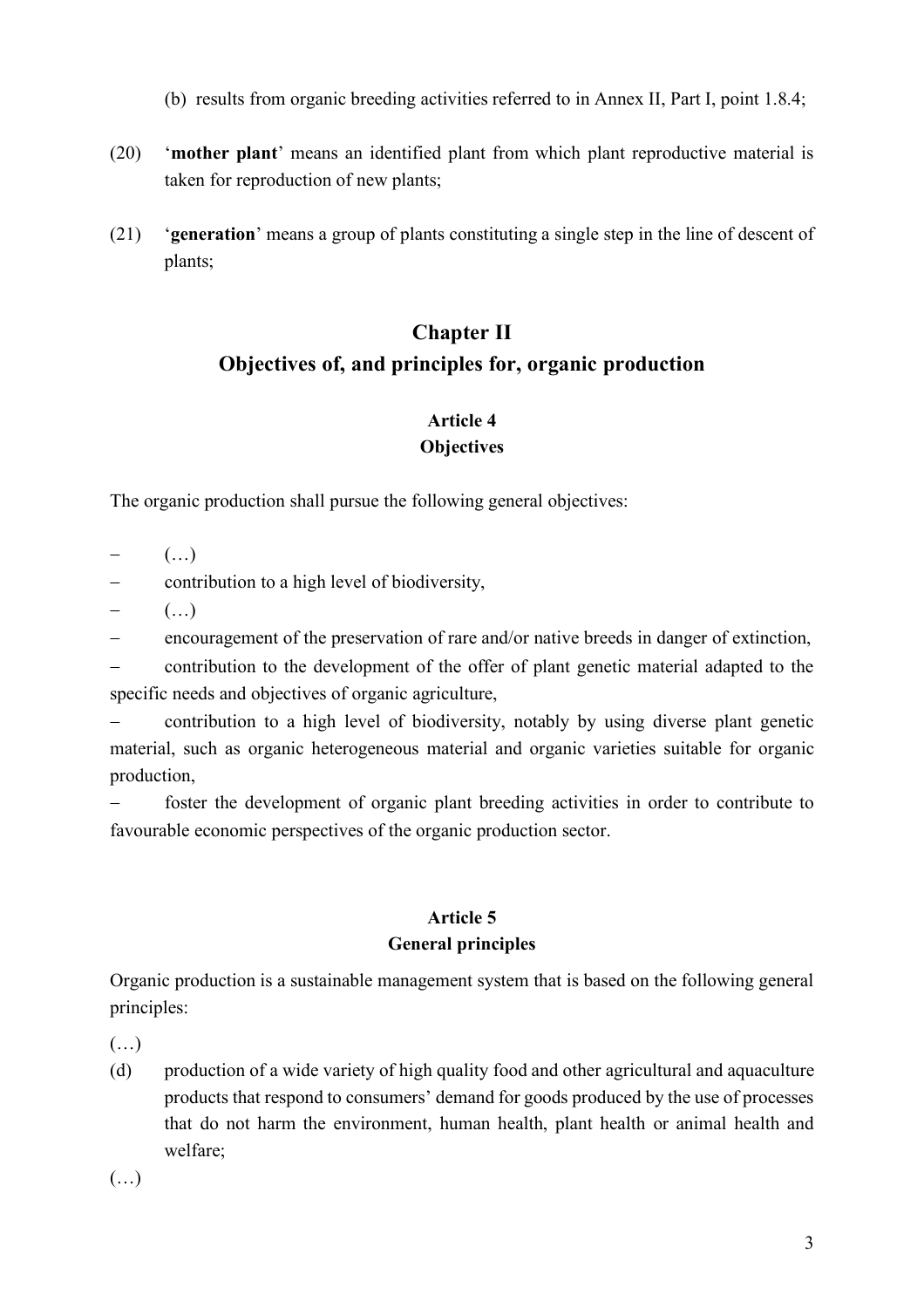(b) results from organic breeding activities referred to in Annex II, Part I, point 1.8.4;

(20) '**mother plant**' means an identified plant from which plant reproductive material is taken for reproduction of new plants;

(21) '**generation**' means a group of plants constituting a single step in the line of descent of plants;

## Chapter II
## Objectives of, and principles for, organic production

### Article 4
### Objectives

The organic production shall pursue the following general objectives:

- (…)
- contribution to a high level of biodiversity,
- (…)
- encouragement of the preservation of rare and/or native breeds in danger of extinction,
- contribution to the development of the offer of plant genetic material adapted to the specific needs and objectives of organic agriculture,
- contribution to a high level of biodiversity, notably by using diverse plant genetic material, such as organic heterogeneous material and organic varieties suitable for organic production,
- foster the development of organic plant breeding activities in order to contribute to favourable economic perspectives of the organic production sector.

### Article 5
### General principles

Organic production is a sustainable management system that is based on the following general principles:

(…)

(d) production of a wide variety of high quality food and other agricultural and aquaculture products that respond to consumers' demand for goods produced by the use of processes that do not harm the environment, human health, plant health or animal health and welfare;

(…)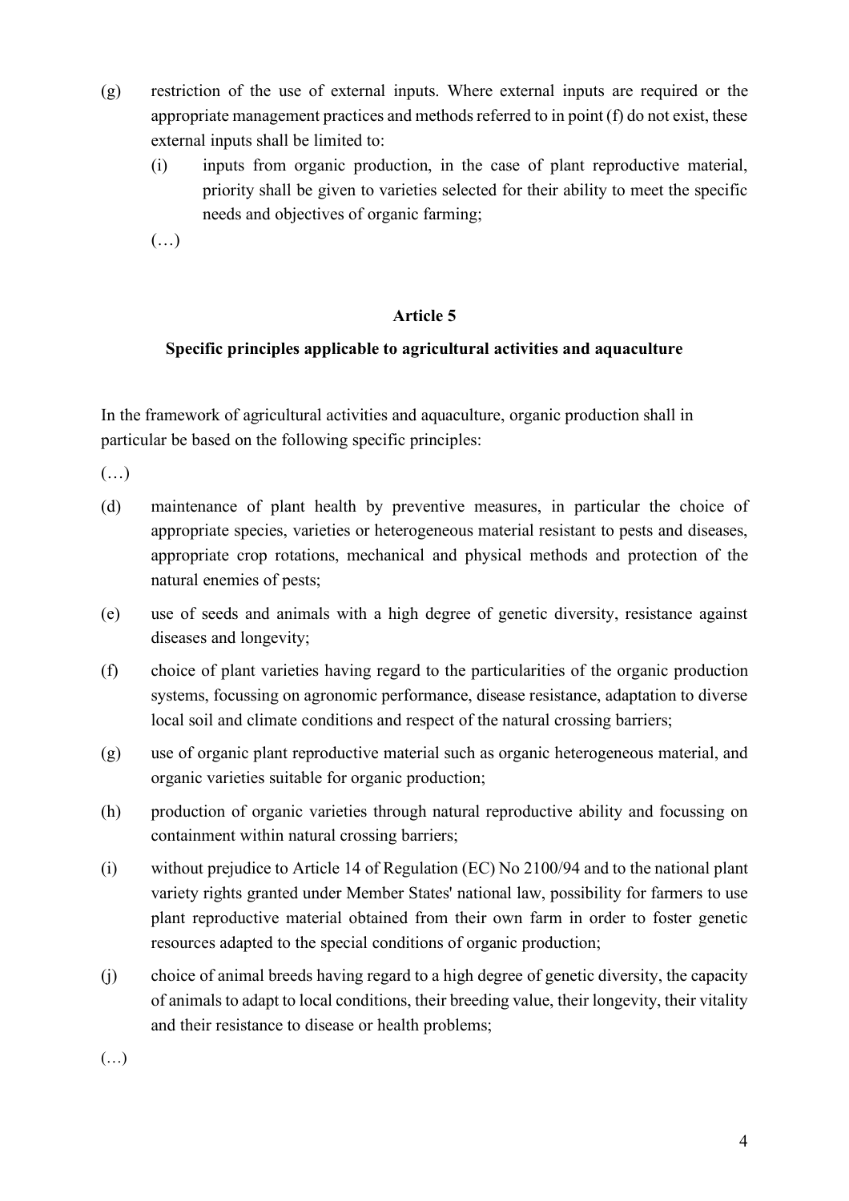(g) restriction of the use of external inputs. Where external inputs are required or the appropriate management practices and methods referred to in point (f) do not exist, these external inputs shall be limited to:

   (i) inputs from organic production, in the case of plant reproductive material, priority shall be given to varieties selected for their ability to meet the specific needs and objectives of organic farming;

   (…)

**Article 5**

**Specific principles applicable to agricultural activities and aquaculture**

In the framework of agricultural activities and aquaculture, organic production shall in particular be based on the following specific principles:

(…)

(d) maintenance of plant health by preventive measures, in particular the choice of appropriate species, varieties or heterogeneous material resistant to pests and diseases, appropriate crop rotations, mechanical and physical methods and protection of the natural enemies of pests;

(e) use of seeds and animals with a high degree of genetic diversity, resistance against diseases and longevity;

(f) choice of plant varieties having regard to the particularities of the organic production systems, focussing on agronomic performance, disease resistance, adaptation to diverse local soil and climate conditions and respect of the natural crossing barriers;

(g) use of organic plant reproductive material such as organic heterogeneous material, and organic varieties suitable for organic production;

(h) production of organic varieties through natural reproductive ability and focussing on containment within natural crossing barriers;

(i) without prejudice to Article 14 of Regulation (EC) No 2100/94 and to the national plant variety rights granted under Member States' national law, possibility for farmers to use plant reproductive material obtained from their own farm in order to foster genetic resources adapted to the special conditions of organic production;

(j) choice of animal breeds having regard to a high degree of genetic diversity, the capacity of animals to adapt to local conditions, their breeding value, their longevity, their vitality and their resistance to disease or health problems;

(…)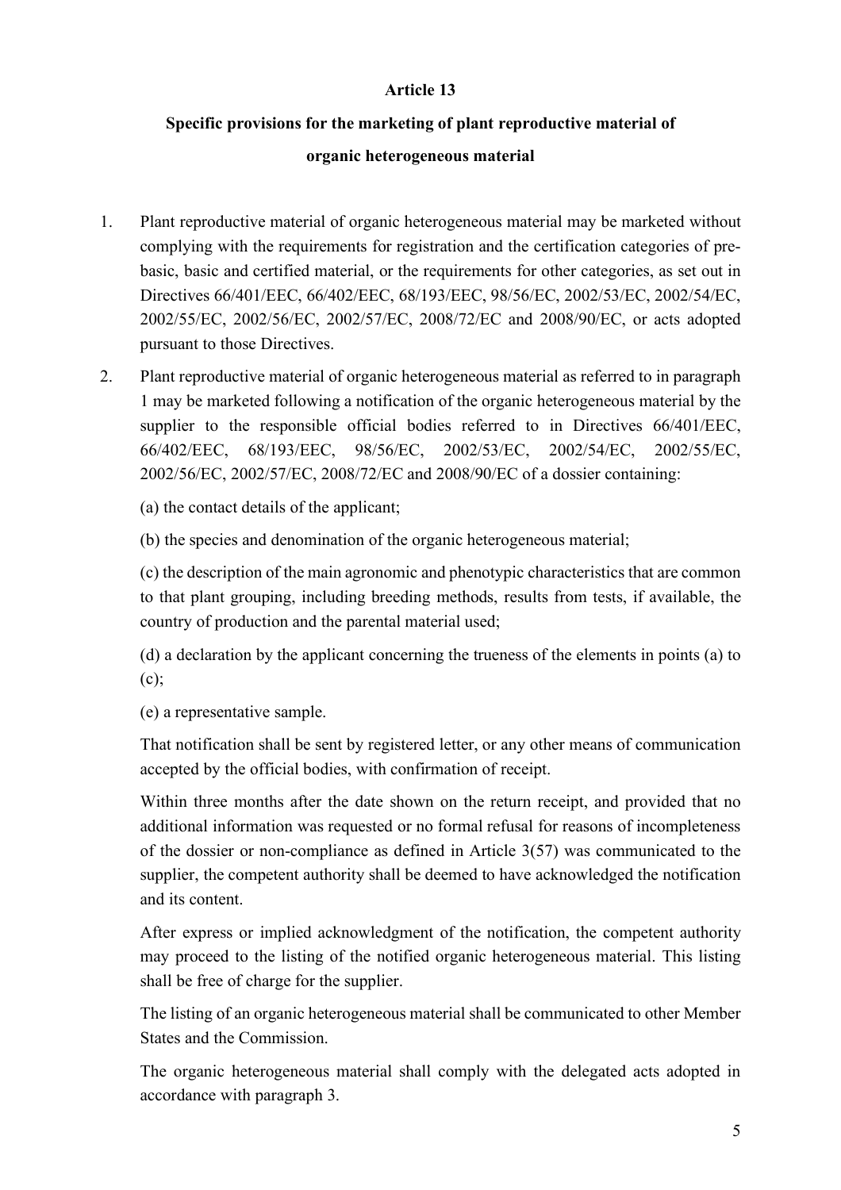## Article 13

## Specific provisions for the marketing of plant reproductive material of organic heterogeneous material

1. Plant reproductive material of organic heterogeneous material may be marketed without complying with the requirements for registration and the certification categories of pre-basic, basic and certified material, or the requirements for other categories, as set out in Directives 66/401/EEC, 66/402/EEC, 68/193/EEC, 98/56/EC, 2002/53/EC, 2002/54/EC, 2002/55/EC, 2002/56/EC, 2002/57/EC, 2008/72/EC and 2008/90/EC, or acts adopted pursuant to those Directives.

2. Plant reproductive material of organic heterogeneous material as referred to in paragraph 1 may be marketed following a notification of the organic heterogeneous material by the supplier to the responsible official bodies referred to in Directives 66/401/EEC, 66/402/EEC, 68/193/EEC, 98/56/EC, 2002/53/EC, 2002/54/EC, 2002/55/EC, 2002/56/EC, 2002/57/EC, 2008/72/EC and 2008/90/EC of a dossier containing:

   (a) the contact details of the applicant;

   (b) the species and denomination of the organic heterogeneous material;

   (c) the description of the main agronomic and phenotypic characteristics that are common to that plant grouping, including breeding methods, results from tests, if available, the country of production and the parental material used;

   (d) a declaration by the applicant concerning the trueness of the elements in points (a) to (c);

   (e) a representative sample.

   That notification shall be sent by registered letter, or any other means of communication accepted by the official bodies, with confirmation of receipt.

   Within three months after the date shown on the return receipt, and provided that no additional information was requested or no formal refusal for reasons of incompleteness of the dossier or non-compliance as defined in Article 3(57) was communicated to the supplier, the competent authority shall be deemed to have acknowledged the notification and its content.

   After express or implied acknowledgment of the notification, the competent authority may proceed to the listing of the notified organic heterogeneous material. This listing shall be free of charge for the supplier.

   The listing of an organic heterogeneous material shall be communicated to other Member States and the Commission.

   The organic heterogeneous material shall comply with the delegated acts adopted in accordance with paragraph 3.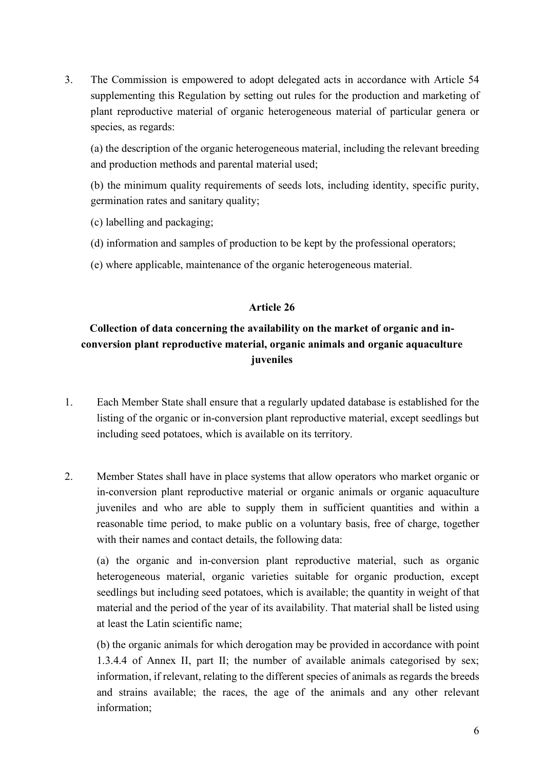3. The Commission is empowered to adopt delegated acts in accordance with Article 54 supplementing this Regulation by setting out rules for the production and marketing of plant reproductive material of organic heterogeneous material of particular genera or species, as regards:

   (a) the description of the organic heterogeneous material, including the relevant breeding and production methods and parental material used;

   (b) the minimum quality requirements of seeds lots, including identity, specific purity, germination rates and sanitary quality;

   (c) labelling and packaging;

   (d) information and samples of production to be kept by the professional operators;

   (e) where applicable, maintenance of the organic heterogeneous material.

**Article 26**

**Collection of data concerning the availability on the market of organic and in-conversion plant reproductive material, organic animals and organic aquaculture juveniles**

1. Each Member State shall ensure that a regularly updated database is established for the listing of the organic or in-conversion plant reproductive material, except seedlings but including seed potatoes, which is available on its territory.

2. Member States shall have in place systems that allow operators who market organic or in-conversion plant reproductive material or organic animals or organic aquaculture juveniles and who are able to supply them in sufficient quantities and within a reasonable time period, to make public on a voluntary basis, free of charge, together with their names and contact details, the following data:

   (a) the organic and in-conversion plant reproductive material, such as organic heterogeneous material, organic varieties suitable for organic production, except seedlings but including seed potatoes, which is available; the quantity in weight of that material and the period of the year of its availability. That material shall be listed using at least the Latin scientific name;

   (b) the organic animals for which derogation may be provided in accordance with point 1.3.4.4 of Annex II, part II; the number of available animals categorised by sex; information, if relevant, relating to the different species of animals as regards the breeds and strains available; the races, the age of the animals and any other relevant information;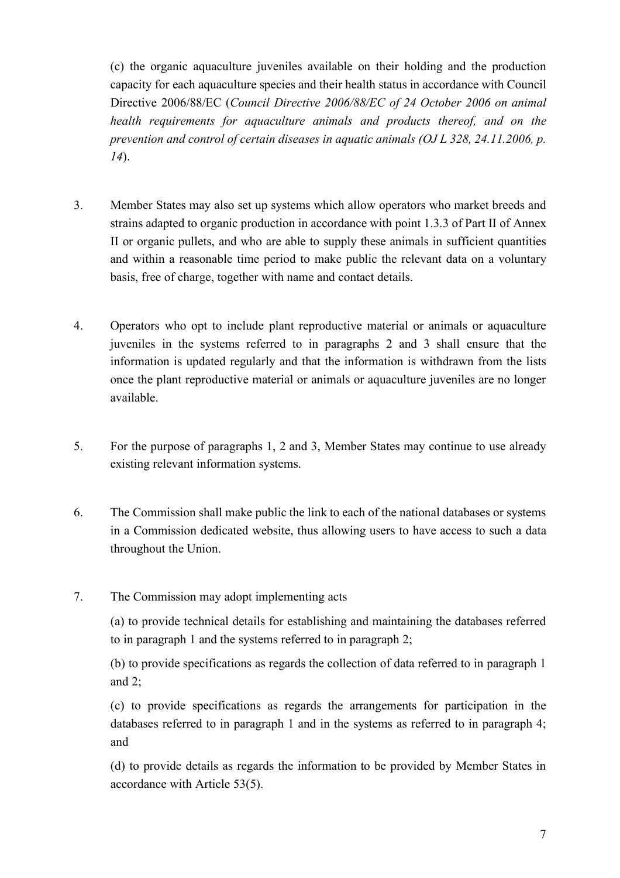(c) the organic aquaculture juveniles available on their holding and the production capacity for each aquaculture species and their health status in accordance with Council Directive 2006/88/EC (*Council Directive 2006/88/EC of 24 October 2006 on animal health requirements for aquaculture animals and products thereof, and on the prevention and control of certain diseases in aquatic animals (OJ L 328, 24.11.2006, p. 14*).

3. Member States may also set up systems which allow operators who market breeds and strains adapted to organic production in accordance with point 1.3.3 of Part II of Annex II or organic pullets, and who are able to supply these animals in sufficient quantities and within a reasonable time period to make public the relevant data on a voluntary basis, free of charge, together with name and contact details.

4. Operators who opt to include plant reproductive material or animals or aquaculture juveniles in the systems referred to in paragraphs 2 and 3 shall ensure that the information is updated regularly and that the information is withdrawn from the lists once the plant reproductive material or animals or aquaculture juveniles are no longer available.

5. For the purpose of paragraphs 1, 2 and 3, Member States may continue to use already existing relevant information systems.

6. The Commission shall make public the link to each of the national databases or systems in a Commission dedicated website, thus allowing users to have access to such a data throughout the Union.

7. The Commission may adopt implementing acts

   (a) to provide technical details for establishing and maintaining the databases referred to in paragraph 1 and the systems referred to in paragraph 2;

   (b) to provide specifications as regards the collection of data referred to in paragraph 1 and 2;

   (c) to provide specifications as regards the arrangements for participation in the databases referred to in paragraph 1 and in the systems as referred to in paragraph 4; and

   (d) to provide details as regards the information to be provided by Member States in accordance with Article 53(5).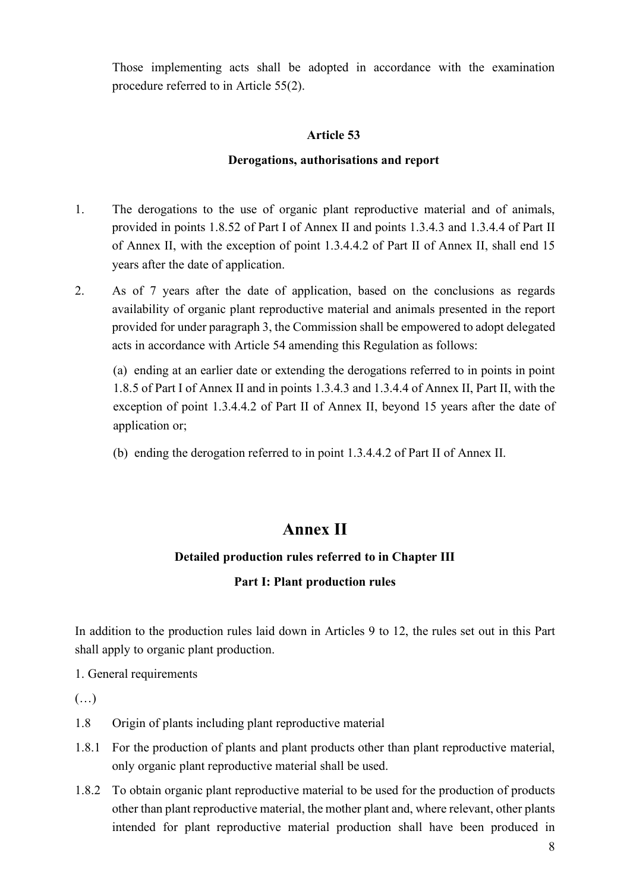Those implementing acts shall be adopted in accordance with the examination procedure referred to in Article 55(2).

**Article 53**

**Derogations, authorisations and report**

1. The derogations to the use of organic plant reproductive material and of animals, provided in points 1.8.52 of Part I of Annex II and points 1.3.4.3 and 1.3.4.4 of Part II of Annex II, with the exception of point 1.3.4.4.2 of Part II of Annex II, shall end 15 years after the date of application.

2. As of 7 years after the date of application, based on the conclusions as regards availability of organic plant reproductive material and animals presented in the report provided for under paragraph 3, the Commission shall be empowered to adopt delegated acts in accordance with Article 54 amending this Regulation as follows:

   (a) ending at an earlier date or extending the derogations referred to in points in point 1.8.5 of Part I of Annex II and in points 1.3.4.3 and 1.3.4.4 of Annex II, Part II, with the exception of point 1.3.4.4.2 of Part II of Annex II, beyond 15 years after the date of application or;

   (b) ending the derogation referred to in point 1.3.4.4.2 of Part II of Annex II.

# Annex II

**Detailed production rules referred to in Chapter III**

**Part I: Plant production rules**

In addition to the production rules laid down in Articles 9 to 12, the rules set out in this Part shall apply to organic plant production.

1. General requirements

(…)

1.8 Origin of plants including plant reproductive material

1.8.1 For the production of plants and plant products other than plant reproductive material, only organic plant reproductive material shall be used.

1.8.2 To obtain organic plant reproductive material to be used for the production of products other than plant reproductive material, the mother plant and, where relevant, other plants intended for plant reproductive material production shall have been produced in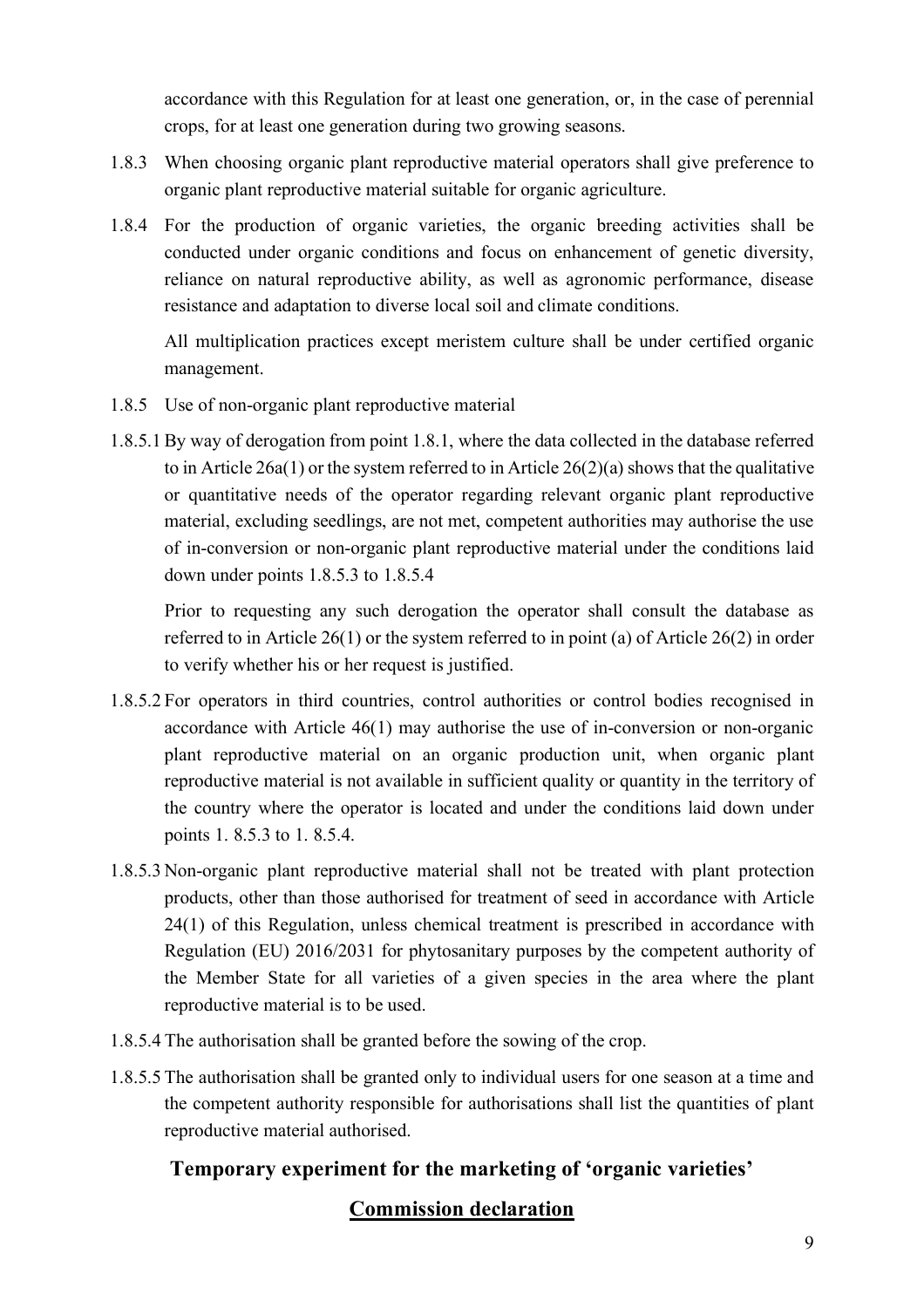accordance with this Regulation for at least one generation, or, in the case of perennial crops, for at least one generation during two growing seasons.

1.8.3 When choosing organic plant reproductive material operators shall give preference to organic plant reproductive material suitable for organic agriculture.

1.8.4 For the production of organic varieties, the organic breeding activities shall be conducted under organic conditions and focus on enhancement of genetic diversity, reliance on natural reproductive ability, as well as agronomic performance, disease resistance and adaptation to diverse local soil and climate conditions.

All multiplication practices except meristem culture shall be under certified organic management.

1.8.5 Use of non-organic plant reproductive material

1.8.5.1 By way of derogation from point 1.8.1, where the data collected in the database referred to in Article 26a(1) or the system referred to in Article 26(2)(a) shows that the qualitative or quantitative needs of the operator regarding relevant organic plant reproductive material, excluding seedlings, are not met, competent authorities may authorise the use of in-conversion or non-organic plant reproductive material under the conditions laid down under points 1.8.5.3 to 1.8.5.4

Prior to requesting any such derogation the operator shall consult the database as referred to in Article 26(1) or the system referred to in point (a) of Article 26(2) in order to verify whether his or her request is justified.

1.8.5.2 For operators in third countries, control authorities or control bodies recognised in accordance with Article 46(1) may authorise the use of in-conversion or non-organic plant reproductive material on an organic production unit, when organic plant reproductive material is not available in sufficient quality or quantity in the territory of the country where the operator is located and under the conditions laid down under points 1. 8.5.3 to 1. 8.5.4.

1.8.5.3 Non-organic plant reproductive material shall not be treated with plant protection products, other than those authorised for treatment of seed in accordance with Article 24(1) of this Regulation, unless chemical treatment is prescribed in accordance with Regulation (EU) 2016/2031 for phytosanitary purposes by the competent authority of the Member State for all varieties of a given species in the area where the plant reproductive material is to be used.

1.8.5.4 The authorisation shall be granted before the sowing of the crop.

1.8.5.5 The authorisation shall be granted only to individual users for one season at a time and the competent authority responsible for authorisations shall list the quantities of plant reproductive material authorised.

## Temporary experiment for the marketing of 'organic varieties'

## Commission declaration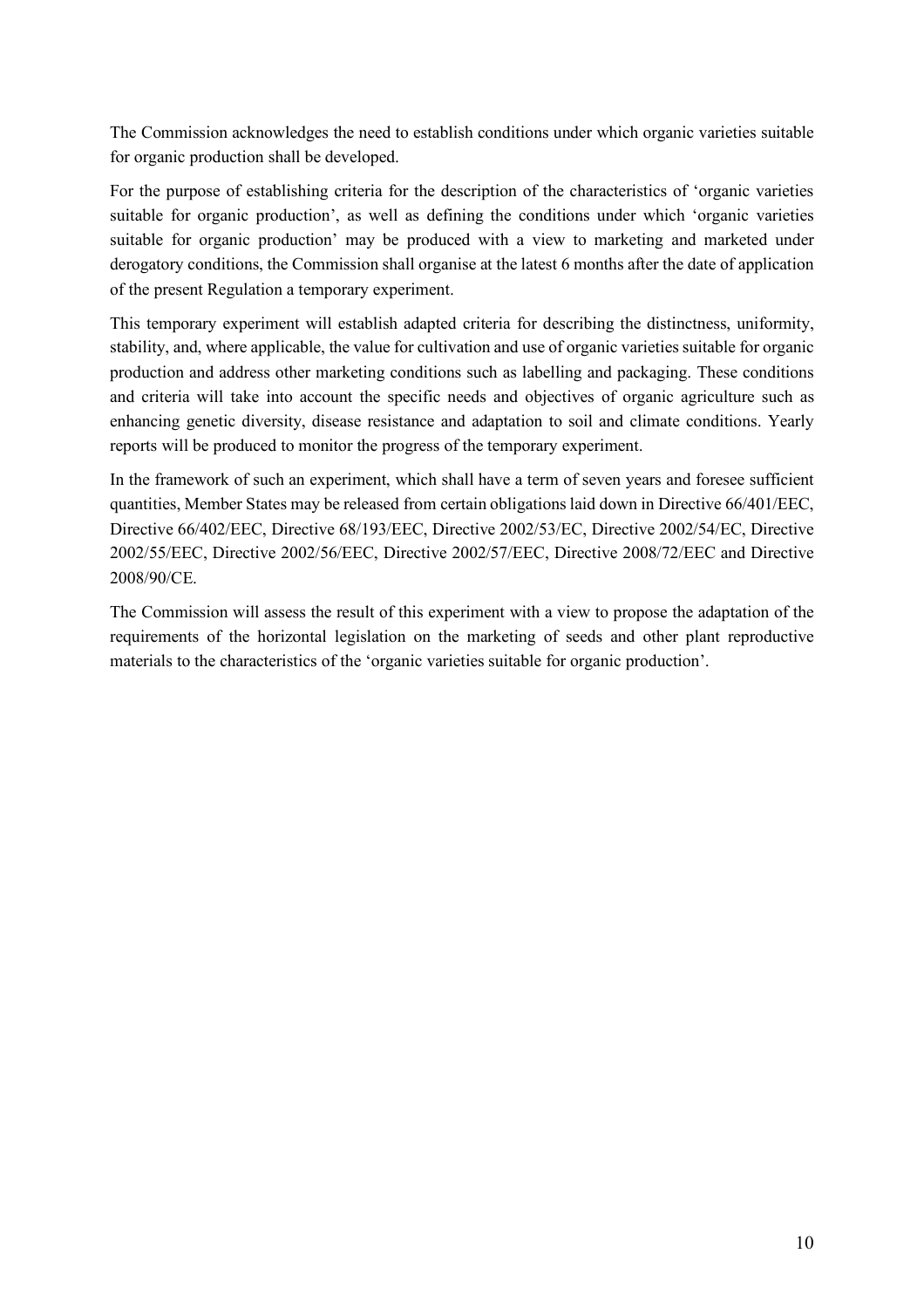The Commission acknowledges the need to establish conditions under which organic varieties suitable for organic production shall be developed.

For the purpose of establishing criteria for the description of the characteristics of 'organic varieties suitable for organic production', as well as defining the conditions under which 'organic varieties suitable for organic production' may be produced with a view to marketing and marketed under derogatory conditions, the Commission shall organise at the latest 6 months after the date of application of the present Regulation a temporary experiment.

This temporary experiment will establish adapted criteria for describing the distinctness, uniformity, stability, and, where applicable, the value for cultivation and use of organic varieties suitable for organic production and address other marketing conditions such as labelling and packaging. These conditions and criteria will take into account the specific needs and objectives of organic agriculture such as enhancing genetic diversity, disease resistance and adaptation to soil and climate conditions. Yearly reports will be produced to monitor the progress of the temporary experiment.

In the framework of such an experiment, which shall have a term of seven years and foresee sufficient quantities, Member States may be released from certain obligations laid down in Directive 66/401/EEC, Directive 66/402/EEC, Directive 68/193/EEC, Directive 2002/53/EC, Directive 2002/54/EC, Directive 2002/55/EEC, Directive 2002/56/EEC, Directive 2002/57/EEC, Directive 2008/72/EEC and Directive 2008/90/CE.

The Commission will assess the result of this experiment with a view to propose the adaptation of the requirements of the horizontal legislation on the marketing of seeds and other plant reproductive materials to the characteristics of the 'organic varieties suitable for organic production'.